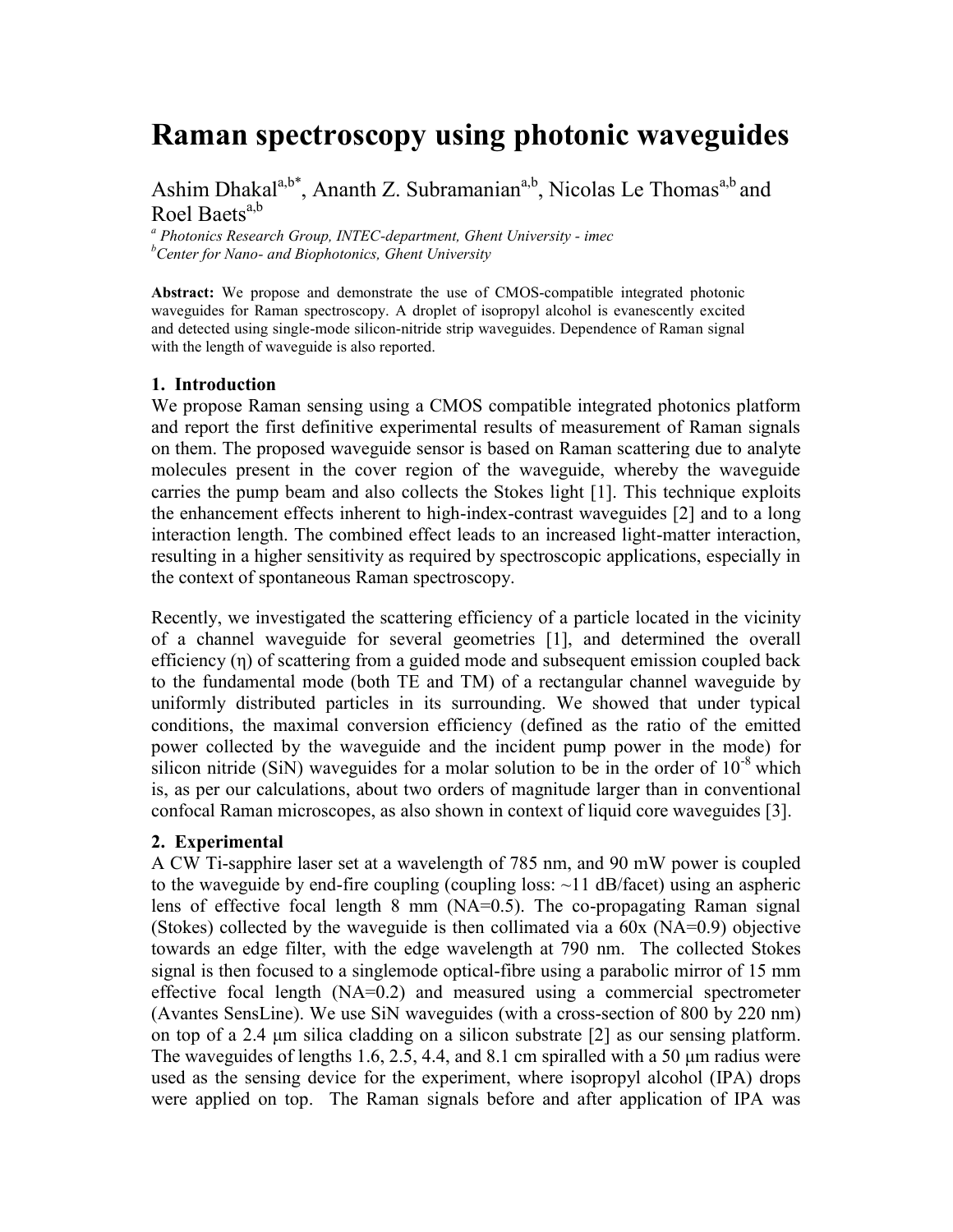# Raman spectroscopy using photonic waveguides

Ashim Dhakal[a,b*], Ananth Z. Subramanian[a,b], Nicolas Le Thomas[a,b] and Roel Baets[a,b]

[a] *Photonics Research Group, INTEC-department, Ghent University - imec*
[b] *Center for Nano- and Biophotonics, Ghent University*

**Abstract:** We propose and demonstrate the use of CMOS-compatible integrated photonic waveguides for Raman spectroscopy. A droplet of isopropyl alcohol is evanescently excited and detected using single-mode silicon-nitride strip waveguides. Dependence of Raman signal with the length of waveguide is also reported.

## 1. Introduction

We propose Raman sensing using a CMOS compatible integrated photonics platform and report the first definitive experimental results of measurement of Raman signals on them. The proposed waveguide sensor is based on Raman scattering due to analyte molecules present in the cover region of the waveguide, whereby the waveguide carries the pump beam and also collects the Stokes light [1]. This technique exploits the enhancement effects inherent to high-index-contrast waveguides [2] and to a long interaction length. The combined effect leads to an increased light-matter interaction, resulting in a higher sensitivity as required by spectroscopic applications, especially in the context of spontaneous Raman spectroscopy.

Recently, we investigated the scattering efficiency of a particle located in the vicinity of a channel waveguide for several geometries [1], and determined the overall efficiency ($\eta$) of scattering from a guided mode and subsequent emission coupled back to the fundamental mode (both TE and TM) of a rectangular channel waveguide by uniformly distributed particles in its surrounding. We showed that under typical conditions, the maximal conversion efficiency (defined as the ratio of the emitted power collected by the waveguide and the incident pump power in the mode) for silicon nitride (SiN) waveguides for a molar solution to be in the order of $10^{-8}$ which is, as per our calculations, about two orders of magnitude larger than in conventional confocal Raman microscopes, as also shown in context of liquid core waveguides [3].

## 2. Experimental

A CW Ti-sapphire laser set at a wavelength of 785 nm, and 90 mW power is coupled to the waveguide by end-fire coupling (coupling loss: ~11 dB/facet) using an aspheric lens of effective focal length 8 mm (NA=0.5). The co-propagating Raman signal (Stokes) collected by the waveguide is then collimated via a 60x (NA=0.9) objective towards an edge filter, with the edge wavelength at 790 nm. The collected Stokes signal is then focused to a singlemode optical-fibre using a parabolic mirror of 15 mm effective focal length (NA=0.2) and measured using a commercial spectrometer (Avantes SensLine). We use SiN waveguides (with a cross-section of 800 by 220 nm) on top of a 2.4 µm silica cladding on a silicon substrate [2] as our sensing platform. The waveguides of lengths 1.6, 2.5, 4.4, and 8.1 cm spiralled with a 50 µm radius were used as the sensing device for the experiment, where isopropyl alcohol (IPA) drops were applied on top. The Raman signals before and after application of IPA was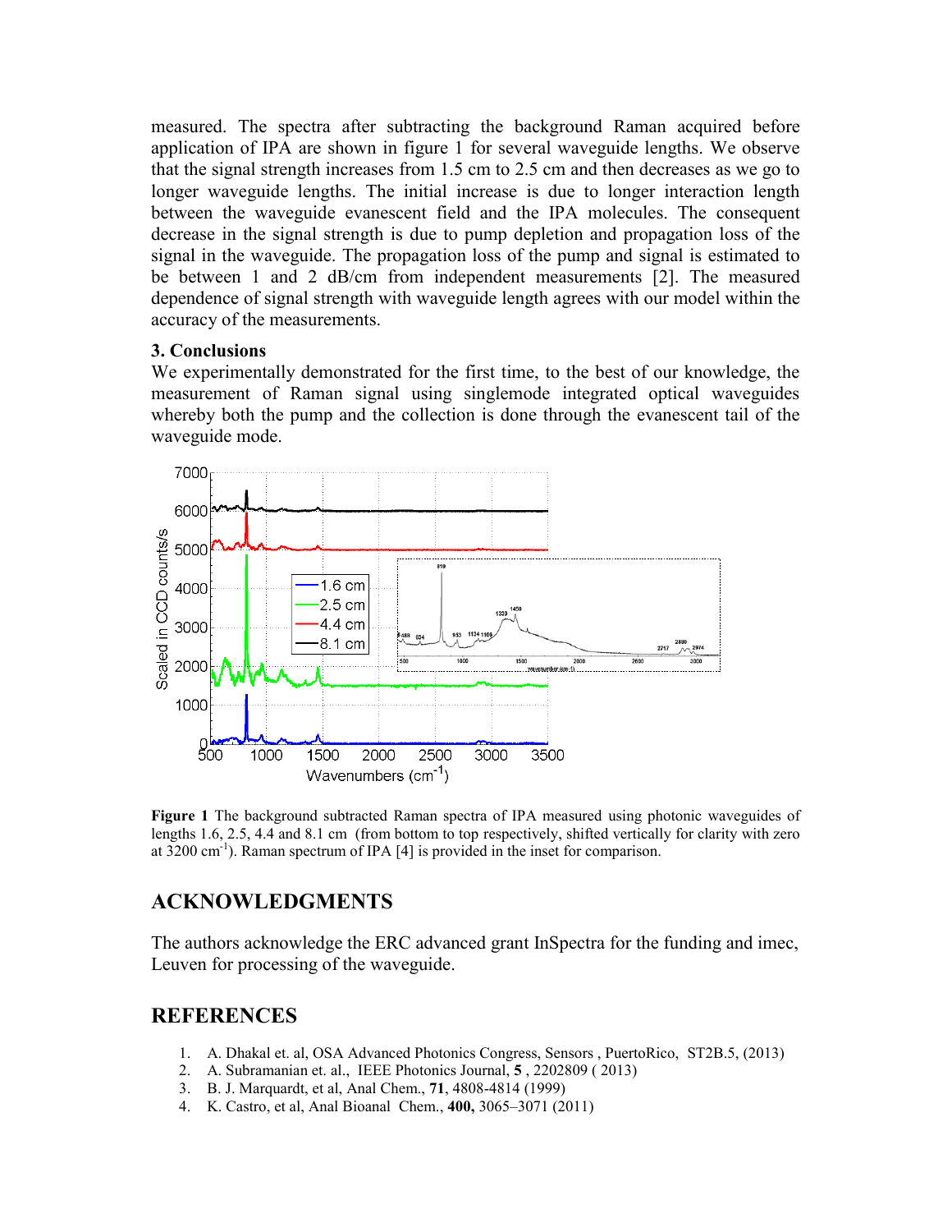measured. The spectra after subtracting the background Raman acquired before application of IPA are shown in figure 1 for several waveguide lengths. We observe that the signal strength increases from 1.5 cm to 2.5 cm and then decreases as we go to longer waveguide lengths. The initial increase is due to longer interaction length between the waveguide evanescent field and the IPA molecules. The consequent decrease in the signal strength is due to pump depletion and propagation loss of the signal in the waveguide. The propagation loss of the pump and signal is estimated to be between 1 and 2 dB/cm from independent measurements [2]. The measured dependence of signal strength with waveguide length agrees with our model within the accuracy of the measurements.

### 3. Conclusions

We experimentally demonstrated for the first time, to the best of our knowledge, the measurement of Raman signal using singlemode integrated optical waveguides whereby both the pump and the collection is done through the evanescent tail of the waveguide mode.

Scaled in CCD counts/s
7000
6000
5000
4000
3000
2000
1000
0
500 1000 1500 2000 2500 3000 3500
Wavenumbers (cm$^{-1}$)
1.6 cm
2.5 cm
4.4 cm
8.1 cm
819
1339 1450
488 534 953 1134 1186
2717 2880 2974
500 1000 1500 2000 2500 3000

**Figure 1** The background subtracted Raman spectra of IPA measured using photonic waveguides of lengths 1.6, 2.5, 4.4 and 8.1 cm (from bottom to top respectively, shifted vertically for clarity with zero at 3200 cm$^{-1}$). Raman spectrum of IPA [4] is provided in the inset for comparison.

## ACKNOWLEDGMENTS

The authors acknowledge the ERC advanced grant InSpectra for the funding and imec, Leuven for processing of the waveguide.

## REFERENCES

1. A. Dhakal et. al, OSA Advanced Photonics Congress, Sensors , PuertoRico, ST2B.5, (2013)
2. A. Subramanian et. al., IEEE Photonics Journal, **5** , 2202809 ( 2013)
3. B. J. Marquardt, et al, Anal Chem., **71**, 4808-4814 (1999)
4. K. Castro, et al, Anal Bioanal Chem., **400,** 3065–3071 (2011)